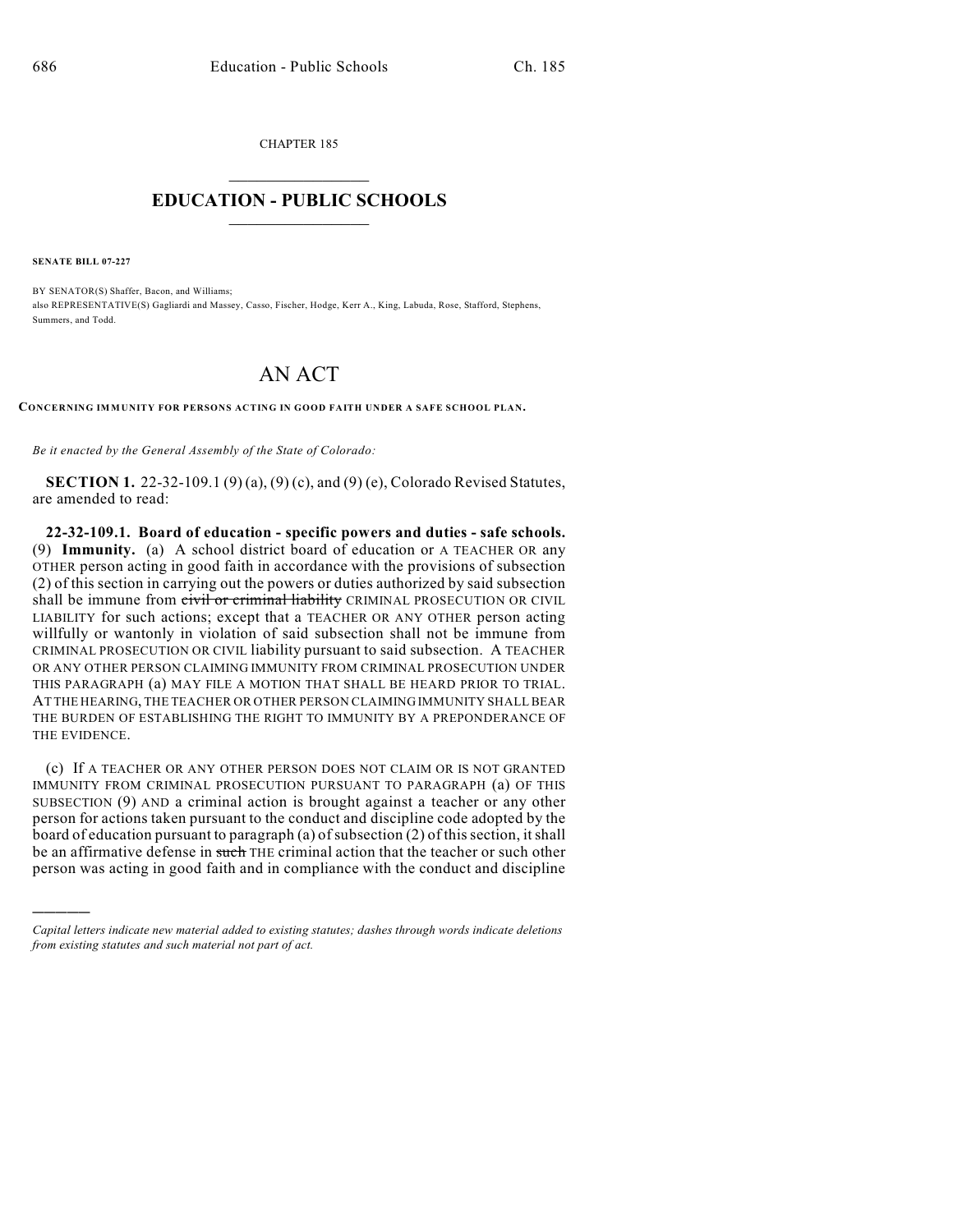CHAPTER 185

# EDUCATION - PUBLIC SCHOOLS

**SENATE BILL 07-227**

BY SENATOR(S) Shaffer, Bacon, and Williams;
also REPRESENTATIVE(S) Gagliardi and Massey, Casso, Fischer, Hodge, Kerr A., King, Labuda, Rose, Stafford, Stephens, Summers, and Todd.

# AN ACT

**CONCERNING IMMUNITY FOR PERSONS ACTING IN GOOD FAITH UNDER A SAFE SCHOOL PLAN.**

*Be it enacted by the General Assembly of the State of Colorado:*

**SECTION 1.** 22-32-109.1 (9) (a), (9) (c), and (9) (e), Colorado Revised Statutes, are amended to read:

**22-32-109.1. Board of education - specific powers and duties - safe schools.** (9) **Immunity.** (a) A school district board of education or A TEACHER OR any OTHER person acting in good faith in accordance with the provisions of subsection (2) of this section in carrying out the powers or duties authorized by said subsection shall be immune from ~~civil or criminal liability~~ CRIMINAL PROSECUTION OR CIVIL LIABILITY for such actions; except that a TEACHER OR ANY OTHER person acting willfully or wantonly in violation of said subsection shall not be immune from CRIMINAL PROSECUTION OR CIVIL liability pursuant to said subsection. A TEACHER OR ANY OTHER PERSON CLAIMING IMMUNITY FROM CRIMINAL PROSECUTION UNDER THIS PARAGRAPH (a) MAY FILE A MOTION THAT SHALL BE HEARD PRIOR TO TRIAL. AT THE HEARING, THE TEACHER OR OTHER PERSON CLAIMING IMMUNITY SHALL BEAR THE BURDEN OF ESTABLISHING THE RIGHT TO IMMUNITY BY A PREPONDERANCE OF THE EVIDENCE.

(c) If A TEACHER OR ANY OTHER PERSON DOES NOT CLAIM OR IS NOT GRANTED IMMUNITY FROM CRIMINAL PROSECUTION PURSUANT TO PARAGRAPH (a) OF THIS SUBSECTION (9) AND a criminal action is brought against a teacher or any other person for actions taken pursuant to the conduct and discipline code adopted by the board of education pursuant to paragraph (a) of subsection (2) of this section, it shall be an affirmative defense in ~~such~~ THE criminal action that the teacher or such other person was acting in good faith and in compliance with the conduct and discipline

---

*Capital letters indicate new material added to existing statutes; dashes through words indicate deletions from existing statutes and such material not part of act.*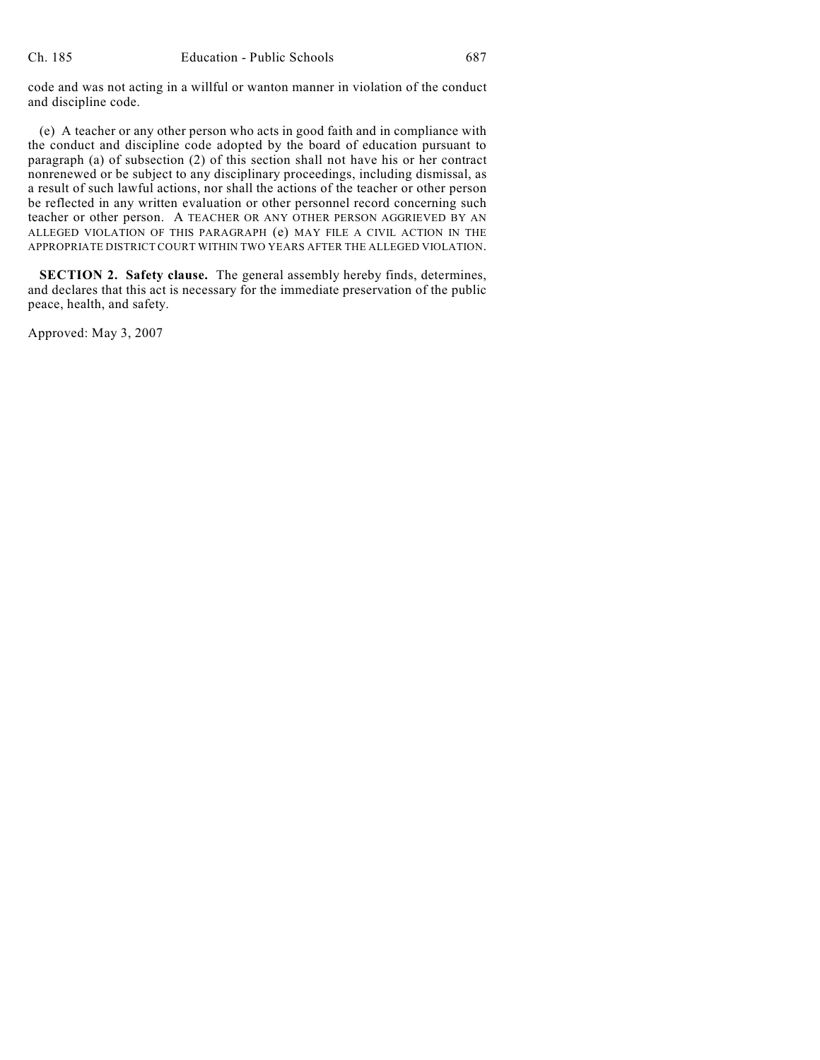code and was not acting in a willful or wanton manner in violation of the conduct and discipline code.

(e) A teacher or any other person who acts in good faith and in compliance with the conduct and discipline code adopted by the board of education pursuant to paragraph (a) of subsection (2) of this section shall not have his or her contract nonrenewed or be subject to any disciplinary proceedings, including dismissal, as a result of such lawful actions, nor shall the actions of the teacher or other person be reflected in any written evaluation or other personnel record concerning such teacher or other person. A TEACHER OR ANY OTHER PERSON AGGRIEVED BY AN ALLEGED VIOLATION OF THIS PARAGRAPH (e) MAY FILE A CIVIL ACTION IN THE APPROPRIATE DISTRICT COURT WITHIN TWO YEARS AFTER THE ALLEGED VIOLATION.

**SECTION 2. Safety clause.** The general assembly hereby finds, determines, and declares that this act is necessary for the immediate preservation of the public peace, health, and safety.

Approved: May 3, 2007